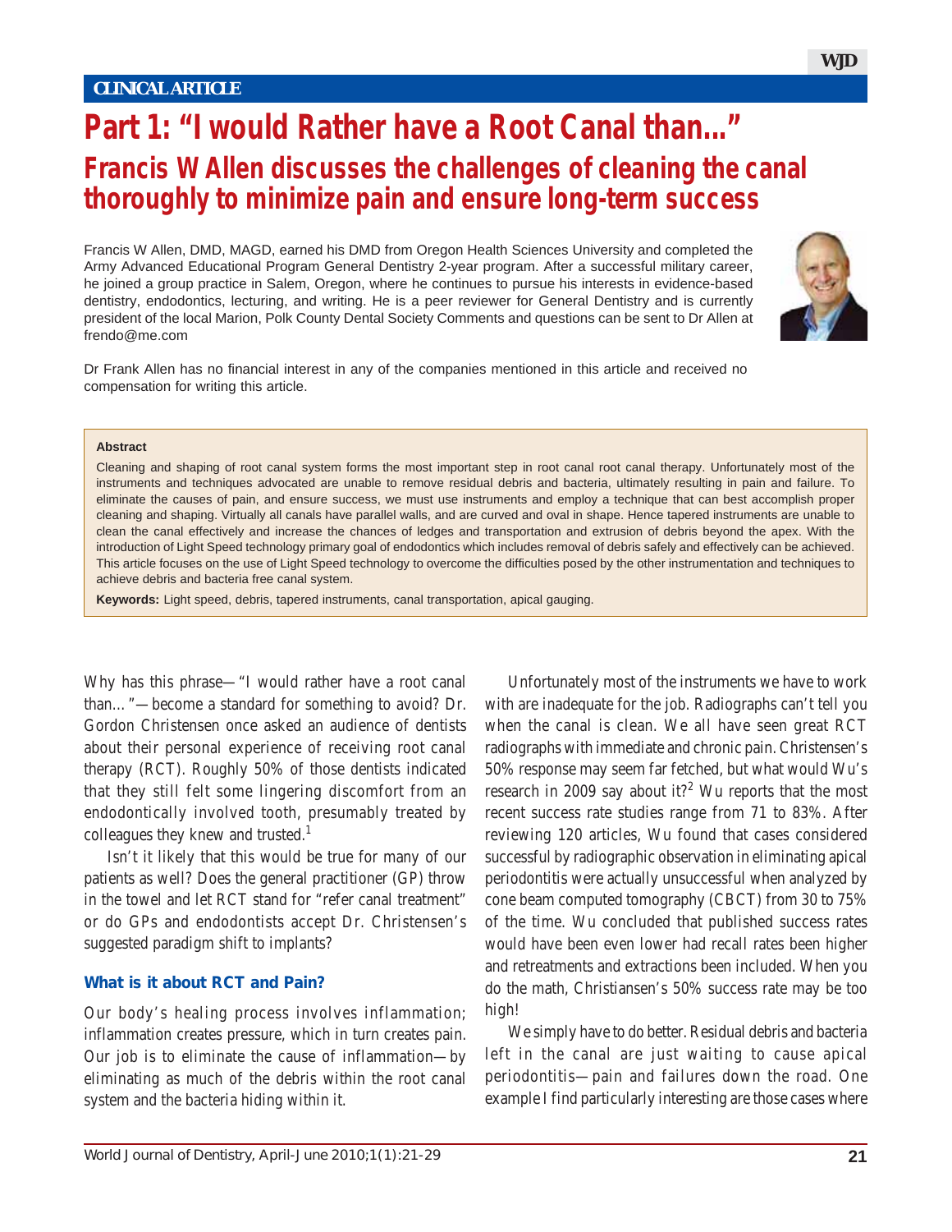CLINICAL ARTICLE

# Part 1: "I would Rather have a Root Canal than..."

## Francis W Allen discusses the challenges of cleaning the canal thoroughly to minimize pain and ensure long-term success

Francis W Allen, DMD, MAGD, earned his DMD from Oregon Health Sciences University and completed the Army Advanced Educational Program General Dentistry 2-year program. After a successful military career, he joined a group practice in Salem, Oregon, where he continues to pursue his interests in evidence-based dentistry, endodontics, lecturing, and writing. He is a peer reviewer for General Dentistry and is currently president of the local Marion, Polk County Dental Society Comments and questions can be sent to Dr Allen at frendo@me.com

Dr Frank Allen has no financial interest in any of the companies mentioned in this article and received no compensation for writing this article.

**Abstract**

Cleaning and shaping of root canal system forms the most important step in root canal root canal therapy. Unfortunately most of the instruments and techniques advocated are unable to remove residual debris and bacteria, ultimately resulting in pain and failure. To eliminate the causes of pain, and ensure success, we must use instruments and employ a technique that can best accomplish proper cleaning and shaping. Virtually all canals have parallel walls, and are curved and oval in shape. Hence tapered instruments are unable to clean the canal effectively and increase the chances of ledges and transportation and extrusion of debris beyond the apex. With the introduction of Light Speed technology primary goal of endodontics which includes removal of debris safely and effectively can be achieved. This article focuses on the use of Light Speed technology to overcome the difficulties posed by the other instrumentation and techniques to achieve debris and bacteria free canal system.

**Keywords:** Light speed, debris, tapered instruments, canal transportation, apical gauging.

Why has this phrase—"I would rather have a root canal than..."—become a standard for something to avoid? Dr. Gordon Christensen once asked an audience of dentists about their personal experience of receiving root canal therapy (RCT). Roughly 50% of those dentists indicated that they still felt some lingering discomfort from an endodontically involved tooth, presumably treated by colleagues they knew and trusted.[1]

Isn't it likely that this would be true for many of our patients as well? Does the general practitioner (GP) throw in the towel and let RCT stand for "refer canal treatment" or do GPs and endodontists accept Dr. Christensen's suggested paradigm shift to implants?

### What is it about RCT and Pain?

Our body's healing process involves inflammation; inflammation creates pressure, which in turn creates pain. Our job is to eliminate the cause of inflammation—by eliminating as much of the debris within the root canal system and the bacteria hiding within it.

Unfortunately most of the instruments we have to work with are inadequate for the job. Radiographs can't tell you when the canal is clean. We all have seen great RCT radiographs with immediate and chronic pain. Christensen's 50% response may seem far fetched, but what would Wu's research in 2009 say about it?[2] Wu reports that the most recent success rate studies range from 71 to 83%. After reviewing 120 articles, Wu found that cases considered successful by radiographic observation in eliminating apical periodontitis were actually unsuccessful when analyzed by cone beam computed tomography (CBCT) from 30 to 75% of the time. Wu concluded that published success rates would have been even lower had recall rates been higher and retreatments and extractions been included. When you do the math, Christiansen's 50% success rate may be too high!

We simply have to do better. Residual debris and bacteria left in the canal are just waiting to cause apical periodontitis—pain and failures down the road. One example I find particularly interesting are those cases where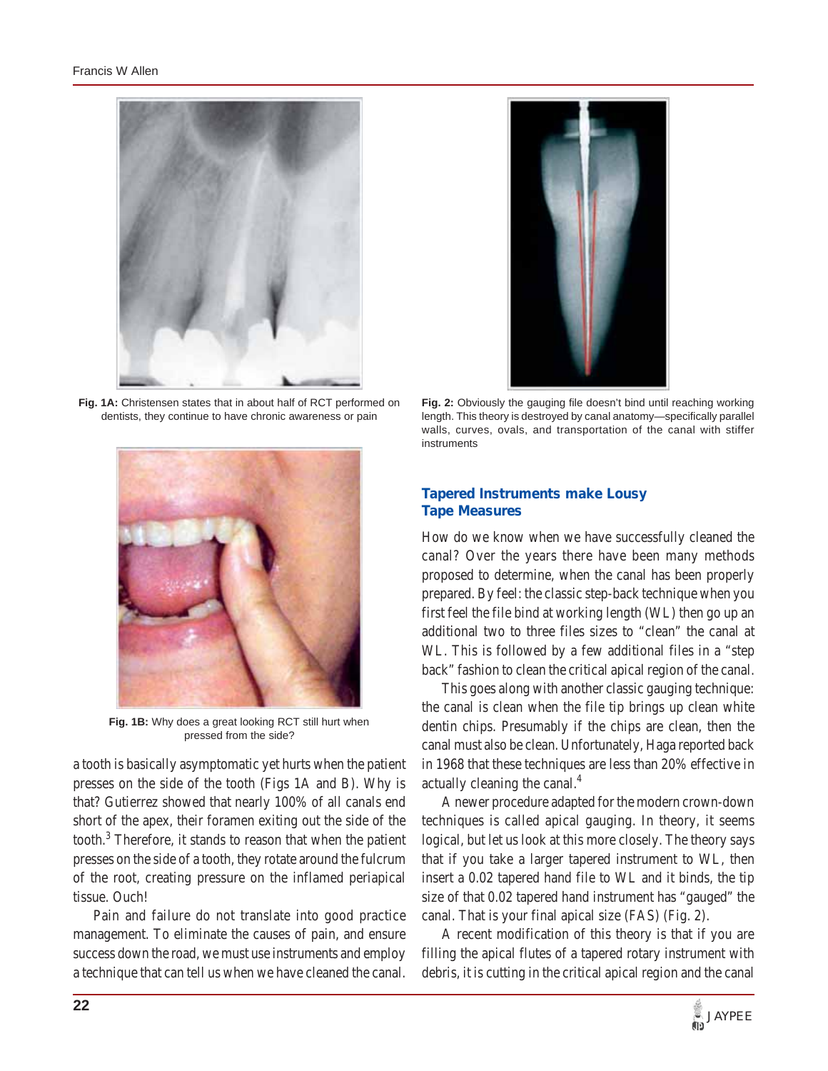Fig. 1A: Christensen states that in about half of RCT performed on dentists, they continue to have chronic awareness or pain

Fig. 1B: Why does a great looking RCT still hurt when pressed from the side?

a tooth is basically asymptomatic yet hurts when the patient presses on the side of the tooth (Figs 1A and B). Why is that? Gutierrez showed that nearly 100% of all canals end short of the apex, their foramen exiting out the side of the tooth.[3] Therefore, it stands to reason that when the patient presses on the side of a tooth, they rotate around the fulcrum of the root, creating pressure on the inflamed periapical tissue. Ouch!

Pain and failure do not translate into good practice management. To eliminate the causes of pain, and ensure success down the road, we must use instruments and employ a technique that can tell us when we have cleaned the canal.

Fig. 2: Obviously the gauging file doesn't bind until reaching working length. This theory is destroyed by canal anatomy—specifically parallel walls, curves, ovals, and transportation of the canal with stiffer instruments

## Tapered Instruments make Lousy Tape Measures

How do we know when we have successfully cleaned the canal? Over the years there have been many methods proposed to determine, when the canal has been properly prepared. By feel: the classic step-back technique when you first feel the file bind at working length (WL) then go up an additional two to three files sizes to "clean" the canal at WL. This is followed by a few additional files in a "step back" fashion to clean the critical apical region of the canal.

This goes along with another classic gauging technique: the canal is clean when the file tip brings up clean white dentin chips. Presumably if the chips are clean, then the canal must also be clean. Unfortunately, Haga reported back in 1968 that these techniques are less than 20% effective in actually cleaning the canal.[4]

A newer procedure adapted for the modern crown-down techniques is called apical gauging. In theory, it seems logical, but let us look at this more closely. The theory says that if you take a larger tapered instrument to WL, then insert a 0.02 tapered hand file to WL and it binds, the tip size of that 0.02 tapered hand instrument has "gauged" the canal. That is your final apical size (FAS) (Fig. 2).

A recent modification of this theory is that if you are filling the apical flutes of a tapered rotary instrument with debris, it is cutting in the critical apical region and the canal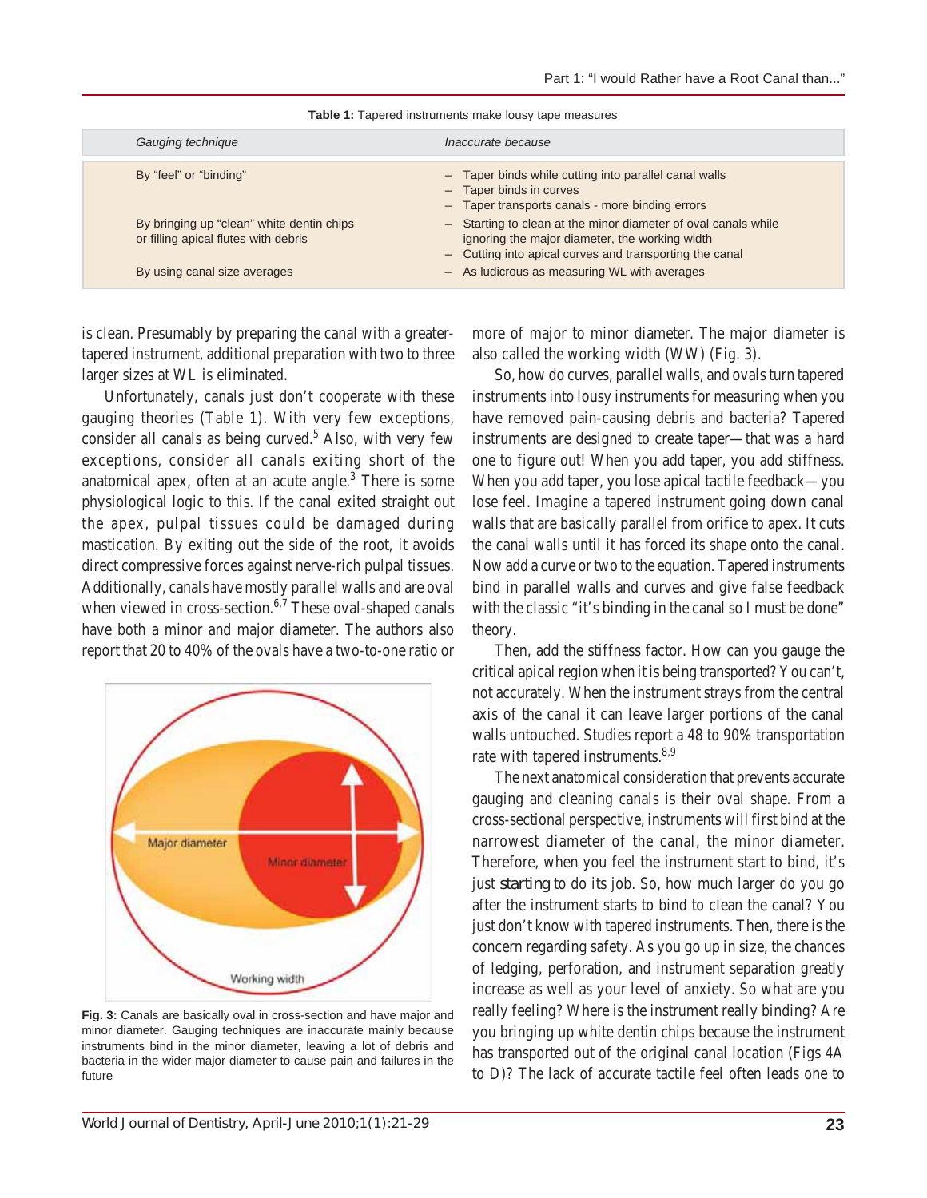**Table 1:** Tapered instruments make lousy tape measures

| *Gauging technique* | *Inaccurate because* |
|---|---|
| By "feel" or "binding" | – Taper binds while cutting into parallel canal walls<br>– Taper binds in curves<br>– Taper transports canals - more binding errors |
| By bringing up "clean" white dentin chips or filling apical flutes with debris | – Starting to clean at the minor diameter of oval canals while ignoring the major diameter, the working width<br>– Cutting into apical curves and transporting the canal |
| By using canal size averages | – As ludicrous as measuring WL with averages |

is clean. Presumably by preparing the canal with a greater-tapered instrument, additional preparation with two to three larger sizes at WL is eliminated.

Unfortunately, canals just don't cooperate with these gauging theories (Table 1). With very few exceptions, consider all canals as being curved.[5] Also, with very few exceptions, consider all canals exiting short of the anatomical apex, often at an acute angle.[3] There is some physiological logic to this. If the canal exited straight out the apex, pulpal tissues could be damaged during mastication. By exiting out the side of the root, it avoids direct compressive forces against nerve-rich pulpal tissues. Additionally, canals have mostly parallel walls and are oval when viewed in cross-section.[6,7] These oval-shaped canals have both a minor and major diameter. The authors also report that 20 to 40% of the ovals have a two-to-one ratio or more of major to minor diameter. The major diameter is also called the working width (WW) (Fig. 3).

**Fig. 3:** Canals are basically oval in cross-section and have major and minor diameter. Gauging techniques are inaccurate mainly because instruments bind in the minor diameter, leaving a lot of debris and bacteria in the wider major diameter to cause pain and failures in the future

So, how do curves, parallel walls, and ovals turn tapered instruments into lousy instruments for measuring when you have removed pain-causing debris and bacteria? Tapered instruments are designed to create taper—that was a hard one to figure out! When you add taper, you add stiffness. When you add taper, you lose apical tactile feedback—you lose feel. Imagine a tapered instrument going down canal walls that are basically parallel from orifice to apex. It cuts the canal walls until it has forced its shape onto the canal. Now add a curve or two to the equation. Tapered instruments bind in parallel walls and curves and give false feedback with the classic "it's binding in the canal so I must be done" theory.

Then, add the stiffness factor. How can you gauge the critical apical region when it is being transported? You can't, not accurately. When the instrument strays from the central axis of the canal it can leave larger portions of the canal walls untouched. Studies report a 48 to 90% transportation rate with tapered instruments.[8,9]

The next anatomical consideration that prevents accurate gauging and cleaning canals is their oval shape. From a cross-sectional perspective, instruments will first bind at the narrowest diameter of the canal, the minor diameter. Therefore, when you feel the instrument start to bind, it's just *starting* to do its job. So, how much larger do you go after the instrument starts to bind to clean the canal? You just don't know with tapered instruments. Then, there is the concern regarding safety. As you go up in size, the chances of ledging, perforation, and instrument separation greatly increase as well as your level of anxiety. So what are you really feeling? Where is the instrument really binding? Are you bringing up white dentin chips because the instrument has transported out of the original canal location (Figs 4A to D)? The lack of accurate tactile feel often leads one to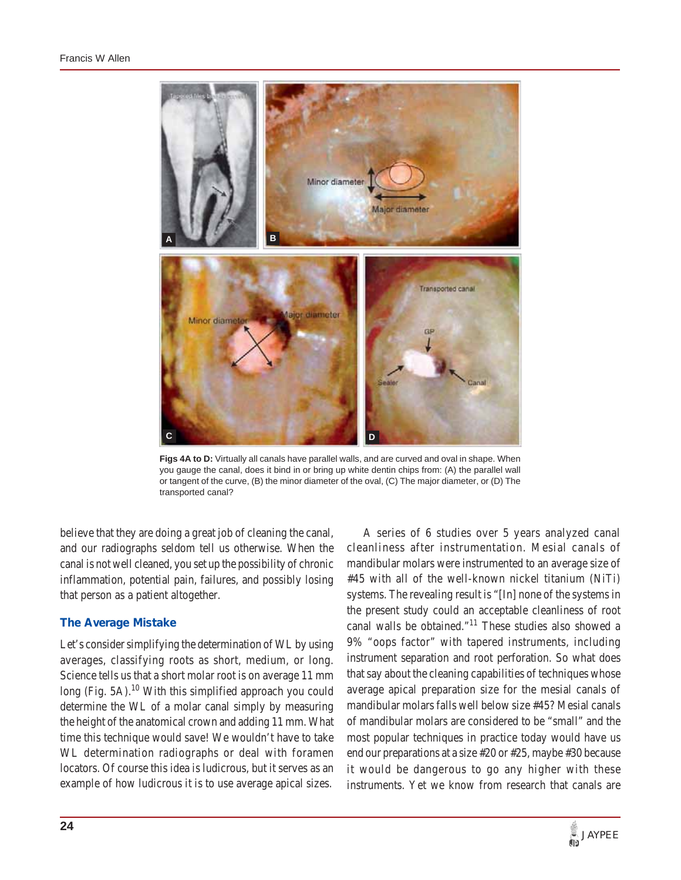**Figs 4A to D:** Virtually all canals have parallel walls, and are curved and oval in shape. When you gauge the canal, does it bind in or bring up white dentin chips from: (A) the parallel wall or tangent of the curve, (B) the minor diameter of the oval, (C) The major diameter, or (D) The transported canal?

believe that they are doing a great job of cleaning the canal, and our radiographs seldom tell us otherwise. When the canal is not well cleaned, you set up the possibility of chronic inflammation, potential pain, failures, and possibly losing that person as a patient altogether.

## The Average Mistake

Let's consider simplifying the determination of WL by using averages, classifying roots as short, medium, or long. Science tells us that a short molar root is on average 11 mm long (Fig. 5A).[10] With this simplified approach you could determine the WL of a molar canal simply by measuring the height of the anatomical crown and adding 11 mm. What time this technique would save! We wouldn't have to take WL determination radiographs or deal with foramen locators. Of course this idea is ludicrous, but it serves as an example of how ludicrous it is to use average apical sizes.

A series of 6 studies over 5 years analyzed canal cleanliness after instrumentation. Mesial canals of mandibular molars were instrumented to an average size of #45 with all of the well-known nickel titanium (NiTi) systems. The revealing result is "[In] none of the systems in the present study could an acceptable cleanliness of root canal walls be obtained."[11] These studies also showed a 9% "oops factor" with tapered instruments, including instrument separation and root perforation. So what does that say about the cleaning capabilities of techniques whose average apical preparation size for the mesial canals of mandibular molars falls well below size #45? Mesial canals of mandibular molars are considered to be "small" and the most popular techniques in practice today would have us end our preparations at a size #20 or #25, maybe #30 because it would be dangerous to go any higher with these instruments. Yet we know from research that canals are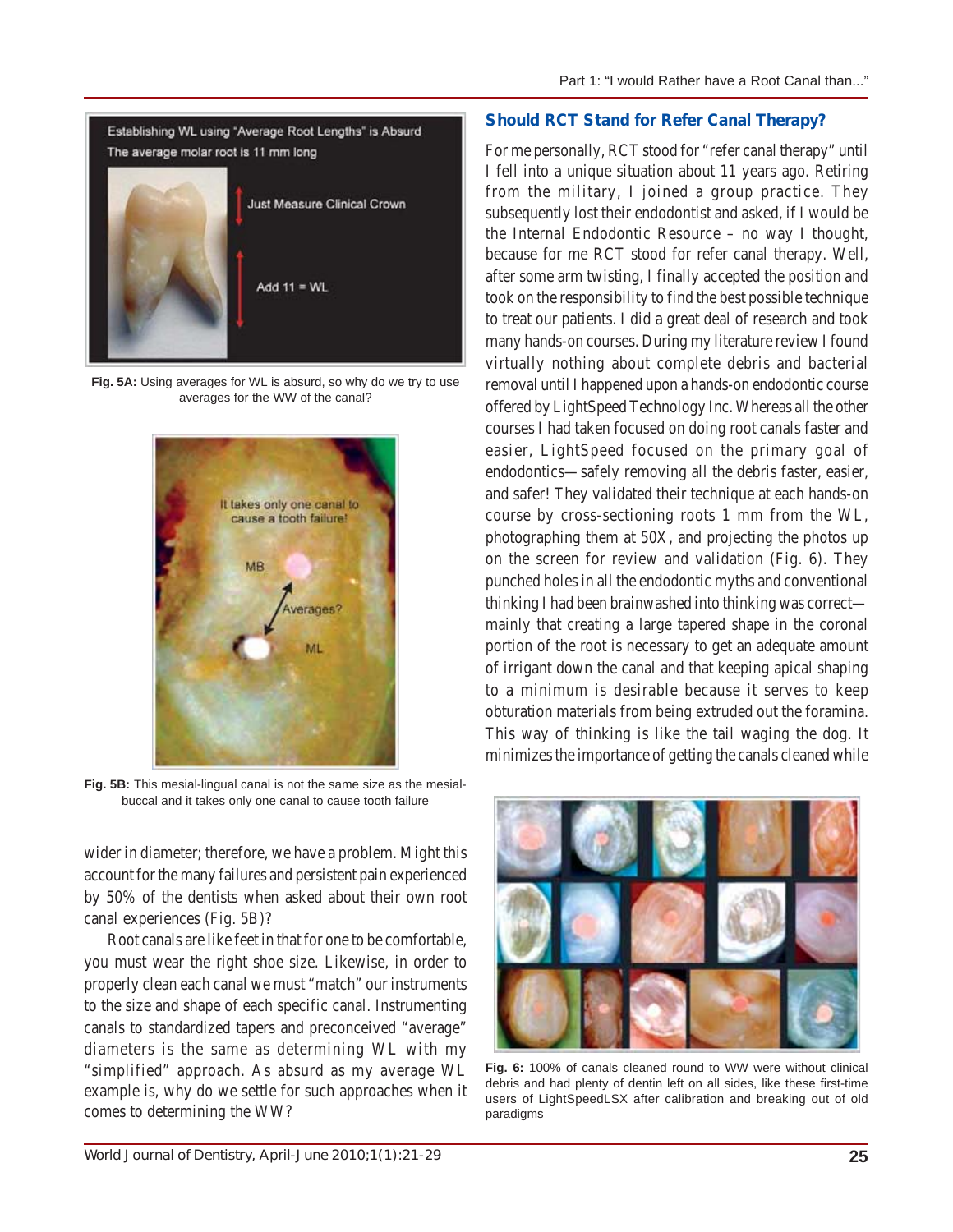Fig. 5A: Using averages for WL is absurd, so why do we try to use averages for the WW of the canal?

Fig. 5B: This mesial-lingual canal is not the same size as the mesial-buccal and it takes only one canal to cause tooth failure

wider in diameter; therefore, we have a problem. Might this account for the many failures and persistent pain experienced by 50% of the dentists when asked about their own root canal experiences (Fig. 5B)?

Root canals are like feet in that for one to be comfortable, you must wear the right shoe size. Likewise, in order to properly clean each canal we must "match" our instruments to the size and shape of each specific canal. Instrumenting canals to standardized tapers and preconceived "average" diameters is the same as determining WL with my "simplified" approach. As absurd as my average WL example is, why do we settle for such approaches when it comes to determining the WW?

## Should RCT Stand for Refer Canal Therapy?

For me personally, RCT stood for "refer canal therapy" until I fell into a unique situation about 11 years ago. Retiring from the military, I joined a group practice. They subsequently lost their endodontist and asked, if I would be the Internal Endodontic Resource – no way I thought, because for me RCT stood for refer canal therapy. Well, after some arm twisting, I finally accepted the position and took on the responsibility to find the best possible technique to treat our patients. I did a great deal of research and took many hands-on courses. During my literature review I found virtually nothing about complete debris and bacterial removal until I happened upon a hands-on endodontic course offered by LightSpeed Technology Inc. Whereas all the other courses I had taken focused on doing root canals faster and easier, LightSpeed focused on the primary goal of endodontics—safely removing all the debris faster, easier, and safer! They validated their technique at each hands-on course by cross-sectioning roots 1 mm from the WL, photographing them at 50X, and projecting the photos up on the screen for review and validation (Fig. 6). They punched holes in all the endodontic myths and conventional thinking I had been brainwashed into thinking was correct—mainly that creating a large tapered shape in the coronal portion of the root is necessary to get an adequate amount of irrigant down the canal and that keeping apical shaping to a minimum is desirable because it serves to keep obturation materials from being extruded out the foramina. This way of thinking is like the tail waging the dog. It minimizes the importance of getting the canals cleaned while

Fig. 6: 100% of canals cleaned round to WW were without clinical debris and had plenty of dentin left on all sides, like these first-time users of LightSpeedLSX after calibration and breaking out of old paradigms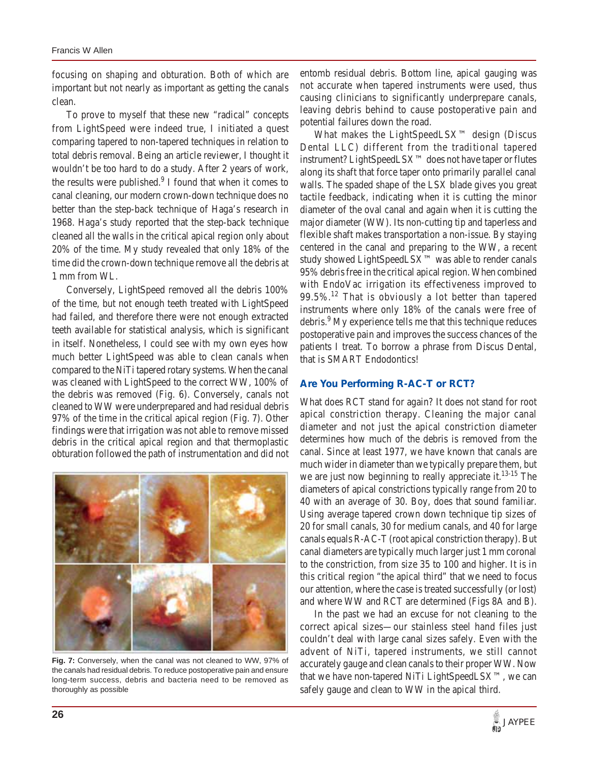focusing on shaping and obturation. Both of which are important but not nearly as important as getting the canals clean.

To prove to myself that these new "radical" concepts from LightSpeed were indeed true, I initiated a quest comparing tapered to non-tapered techniques in relation to total debris removal. Being an article reviewer, I thought it wouldn't be too hard to do a study. After 2 years of work, the results were published.[9] I found that when it comes to canal cleaning, our modern crown-down technique does no better than the step-back technique of Haga's research in 1968. Haga's study reported that the step-back technique cleaned all the walls in the critical apical region only about 20% of the time. My study revealed that only 18% of the time did the crown-down technique remove all the debris at 1 mm from WL.

Conversely, LightSpeed removed all the debris 100% of the time, but not enough teeth treated with LightSpeed had failed, and therefore there were not enough extracted teeth available for statistical analysis, which is significant in itself. Nonetheless, I could see with my own eyes how much better LightSpeed was able to clean canals when compared to the NiTi tapered rotary systems. When the canal was cleaned with LightSpeed to the correct WW, 100% of the debris was removed (Fig. 6). Conversely, canals not cleaned to WW were underprepared and had residual debris 97% of the time in the critical apical region (Fig. 7). Other findings were that irrigation was not able to remove missed debris in the critical apical region and that thermoplastic obturation followed the path of instrumentation and did not entomb residual debris. Bottom line, apical gauging was not accurate when tapered instruments were used, thus causing clinicians to significantly underprepare canals, leaving debris behind to cause postoperative pain and potential failures down the road.

**Fig. 7:** Conversely, when the canal was not cleaned to WW, 97% of the canals had residual debris. To reduce postoperative pain and ensure long-term success, debris and bacteria need to be removed as thoroughly as possible

What makes the LightSpeedLSX™ design (Discus Dental LLC) different from the traditional tapered instrument? LightSpeedLSX™ does not have taper or flutes along its shaft that force taper onto primarily parallel canal walls. The spaded shape of the LSX blade gives you great tactile feedback, indicating when it is cutting the minor diameter of the oval canal and again when it is cutting the major diameter (WW). Its non-cutting tip and taperless and flexible shaft makes transportation a non-issue. By staying centered in the canal and preparing to the WW, a recent study showed LightSpeedLSX™ was able to render canals 95% debris free in the critical apical region. When combined with EndoVac irrigation its effectiveness improved to 99.5%.[12] That is obviously a lot better than tapered instruments where only 18% of the canals were free of debris.[9] My experience tells me that this technique reduces postoperative pain and improves the success chances of the patients I treat. To borrow a phrase from Discus Dental, that is SMART Endodontics!

## Are You Performing R-AC-T or RCT?

What does RCT stand for again? It does not stand for root apical constriction therapy. Cleaning the major canal diameter and not just the apical constriction diameter determines how much of the debris is removed from the canal. Since at least 1977, we have known that canals are much wider in diameter than we typically prepare them, but we are just now beginning to really appreciate it.[13-15] The diameters of apical constrictions typically range from 20 to 40 with an average of 30. Boy, does that sound familiar. Using average tapered crown down technique tip sizes of 20 for small canals, 30 for medium canals, and 40 for large canals equals R-AC-T (root apical constriction therapy). But canal diameters are typically much larger just 1 mm coronal to the constriction, from size 35 to 100 and higher. It is in this critical region "the apical third" that we need to focus our attention, where the case is treated successfully (or lost) and where WW and RCT are determined (Figs 8A and B).

In the past we had an excuse for not cleaning to the correct apical sizes—our stainless steel hand files just couldn't deal with large canal sizes safely. Even with the advent of NiTi, tapered instruments, we still cannot accurately gauge and clean canals to their proper WW. Now that we have non-tapered NiTi LightSpeedLSX™, we can safely gauge and clean to WW in the apical third.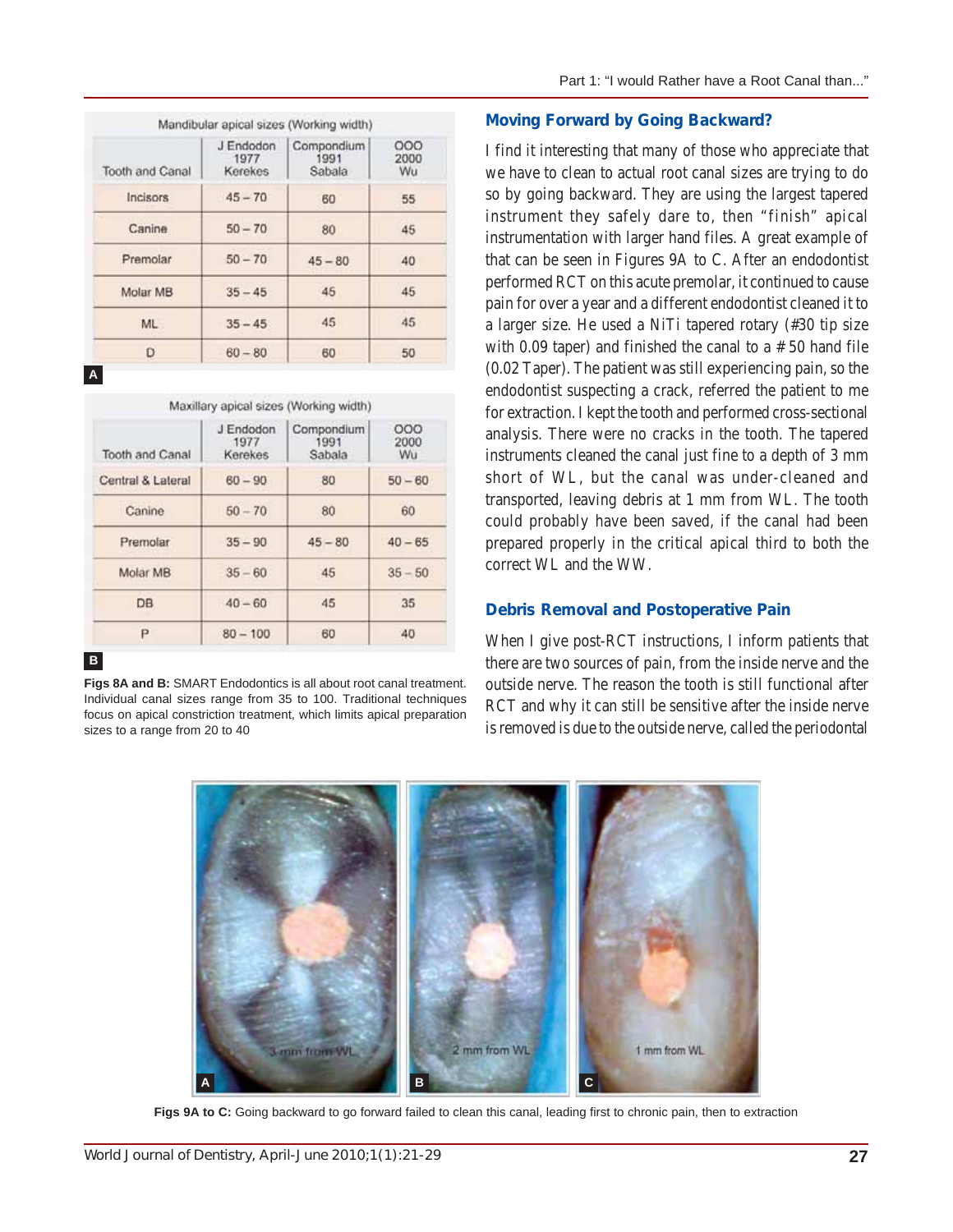Mandibular apical sizes (Working width)

| Tooth and Canal | J Endodon 1977 Kerekes | Compondium 1991 Sabala | OOO 2000 Wu |
|---|---|---|---|
| Incisors | 45 – 70 | 60 | 55 |
| Canine | 50 – 70 | 80 | 45 |
| Premolar | 50 – 70 | 45 – 80 | 40 |
| Molar MB | 35 – 45 | 45 | 45 |
| ML | 35 – 45 | 45 | 45 |
| D | 60 – 80 | 60 | 50 |

A

Maxillary apical sizes (Working width)

| Tooth and Canal | J Endodon 1977 Kerekes | Compondium 1991 Sabala | OOO 2000 Wu |
|---|---|---|---|
| Central & Lateral | 60 – 90 | 80 | 50 – 60 |
| Canine | 50 – 70 | 80 | 60 |
| Premolar | 35 – 90 | 45 – 80 | 40 – 65 |
| Molar MB | 35 – 60 | 45 | 35 – 50 |
| DB | 40 – 60 | 45 | 35 |
| P | 80 – 100 | 60 | 40 |

B

**Figs 8A and B:** SMART Endodontics is all about root canal treatment. Individual canal sizes range from 35 to 100. Traditional techniques focus on apical constriction treatment, which limits apical preparation sizes to a range from 20 to 40

## Moving Forward by Going Backward?

I find it interesting that many of those who appreciate that we have to clean to actual root canal sizes are trying to do so by going backward. They are using the largest tapered instrument they safely dare to, then "finish" apical instrumentation with larger hand files. A great example of that can be seen in Figures 9A to C. After an endodontist performed RCT on this acute premolar, it continued to cause pain for over a year and a different endodontist cleaned it to a larger size. He used a NiTi tapered rotary (#30 tip size with 0.09 taper) and finished the canal to a # 50 hand file (0.02 Taper). The patient was still experiencing pain, so the endodontist suspecting a crack, referred the patient to me for extraction. I kept the tooth and performed cross-sectional analysis. There were no cracks in the tooth. The tapered instruments cleaned the canal just fine to a depth of 3 mm short of WL, but the canal was under-cleaned and transported, leaving debris at 1 mm from WL. The tooth could probably have been saved, if the canal had been prepared properly in the critical apical third to both the correct WL and the WW.

## Debris Removal and Postoperative Pain

When I give post-RCT instructions, I inform patients that there are two sources of pain, from the inside nerve and the outside nerve. The reason the tooth is still functional after RCT and why it can still be sensitive after the inside nerve is removed is due to the outside nerve, called the periodontal

**Figs 9A to C:** Going backward to go forward failed to clean this canal, leading first to chronic pain, then to extraction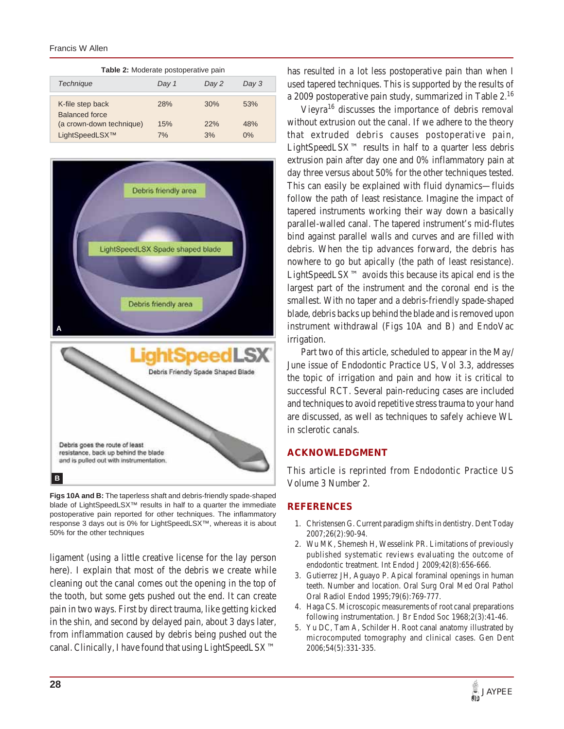**Table 2:** Moderate postoperative pain

| Technique | Day 1 | Day 2 | Day 3 |
|---|---|---|---|
| K-file step back | 28% | 30% | 53% |
| Balanced force (a crown-down technique) | 15% | 22% | 48% |
| LightSpeedLSX™ | 7% | 3% | 0% |

**Figs 10A and B:** The taperless shaft and debris-friendly spade-shaped blade of LightSpeedLSX™ results in half to a quarter the immediate postoperative pain reported for other techniques. The inflammatory response 3 days out is 0% for LightSpeedLSX™, whereas it is about 50% for the other techniques

ligament (using a little creative license for the lay person here). I explain that most of the debris we create while cleaning out the canal comes out the opening in the top of the tooth, but some gets pushed out the end. It can create pain in two ways. First by direct trauma, like getting kicked in the shin, and second by delayed pain, about 3 days later, from inflammation caused by debris being pushed out the canal. Clinically, I have found that using LightSpeedLSX™ has resulted in a lot less postoperative pain than when I used tapered techniques. This is supported by the results of a 2009 postoperative pain study, summarized in Table 2.[16]

Vieyra[16] discusses the importance of debris removal without extrusion out the canal. If we adhere to the theory that extruded debris causes postoperative pain, LightSpeedLSX™ results in half to a quarter less debris extrusion pain after day one and 0% inflammatory pain at day three versus about 50% for the other techniques tested. This can easily be explained with fluid dynamics—fluids follow the path of least resistance. Imagine the impact of tapered instruments working their way down a basically parallel-walled canal. The tapered instrument's mid-flutes bind against parallel walls and curves and are filled with debris. When the tip advances forward, the debris has nowhere to go but apically (the path of least resistance). LightSpeedLSX™ avoids this because its apical end is the largest part of the instrument and the coronal end is the smallest. With no taper and a debris-friendly spade-shaped blade, debris backs up behind the blade and is removed upon instrument withdrawal (Figs 10A and B) and EndoVac irrigation.

Part two of this article, scheduled to appear in the May/June issue of Endodontic Practice US, Vol 3.3, addresses the topic of irrigation and pain and how it is critical to successful RCT. Several pain-reducing cases are included and techniques to avoid repetitive stress trauma to your hand are discussed, as well as techniques to safely achieve WL in sclerotic canals.

## ACKNOWLEDGMENT

This article is reprinted from Endodontic Practice US Volume 3 Number 2.

## REFERENCES

1. Christensen G. Current paradigm shifts in dentistry. Dent Today 2007;26(2):90-94.
2. Wu MK, Shemesh H, Wesselink PR. Limitations of previously published systematic reviews evaluating the outcome of endodontic treatment. Int Endod J 2009;42(8):656-666.
3. Gutierrez JH, Aguayo P. Apical foraminal openings in human teeth. Number and location. Oral Surg Oral Med Oral Pathol Oral Radiol Endod 1995;79(6):769-777.
4. Haga CS. Microscopic measurements of root canal preparations following instrumentation. J Br Endod Soc 1968;2(3):41-46.
5. Yu DC, Tam A, Schilder H. Root canal anatomy illustrated by microcomputed tomography and clinical cases. Gen Dent 2006;54(5):331-335.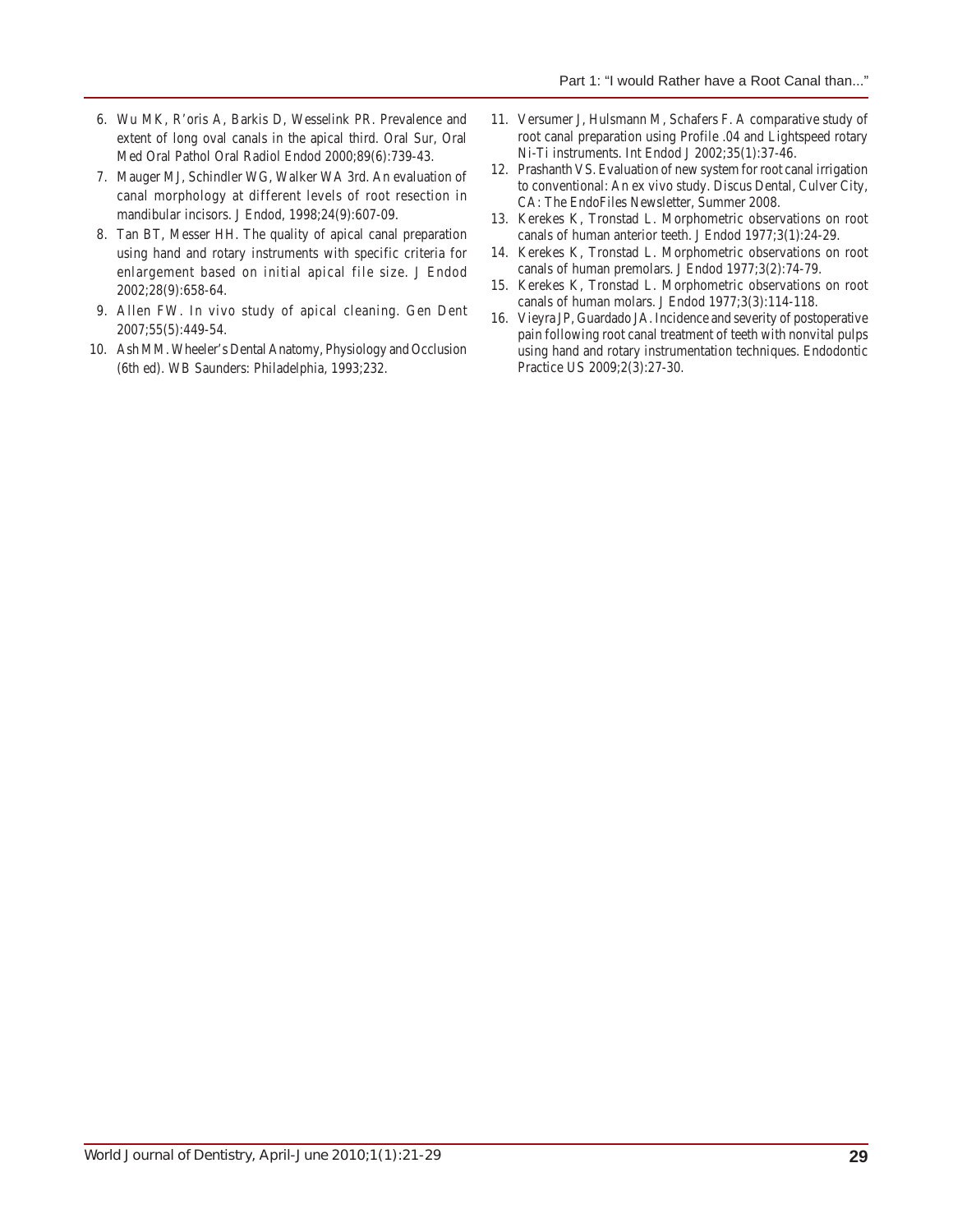6. Wu MK, R'oris A, Barkis D, Wesselink PR. Prevalence and extent of long oval canals in the apical third. Oral Sur, Oral Med Oral Pathol Oral Radiol Endod 2000;89(6):739-43.
7. Mauger MJ, Schindler WG, Walker WA 3rd. An evaluation of canal morphology at different levels of root resection in mandibular incisors. J Endod, 1998;24(9):607-09.
8. Tan BT, Messer HH. The quality of apical canal preparation using hand and rotary instruments with specific criteria for enlargement based on initial apical file size. J Endod 2002;28(9):658-64.
9. Allen FW. In vivo study of apical cleaning. Gen Dent 2007;55(5):449-54.
10. Ash MM. Wheeler's Dental Anatomy, Physiology and Occlusion (6th ed). WB Saunders: Philadelphia, 1993;232.
11. Versumer J, Hulsmann M, Schafers F. A comparative study of root canal preparation using Profile .04 and Lightspeed rotary Ni-Ti instruments. Int Endod J 2002;35(1):37-46.
12. Prashanth VS. Evaluation of new system for root canal irrigation to conventional: An ex vivo study. Discus Dental, Culver City, CA: The EndoFiles Newsletter, Summer 2008.
13. Kerekes K, Tronstad L. Morphometric observations on root canals of human anterior teeth. J Endod 1977;3(1):24-29.
14. Kerekes K, Tronstad L. Morphometric observations on root canals of human premolars. J Endod 1977;3(2):74-79.
15. Kerekes K, Tronstad L. Morphometric observations on root canals of human molars. J Endod 1977;3(3):114-118.
16. Vieyra JP, Guardado JA. Incidence and severity of postoperative pain following root canal treatment of teeth with nonvital pulps using hand and rotary instrumentation techniques. Endodontic Practice US 2009;2(3):27-30.